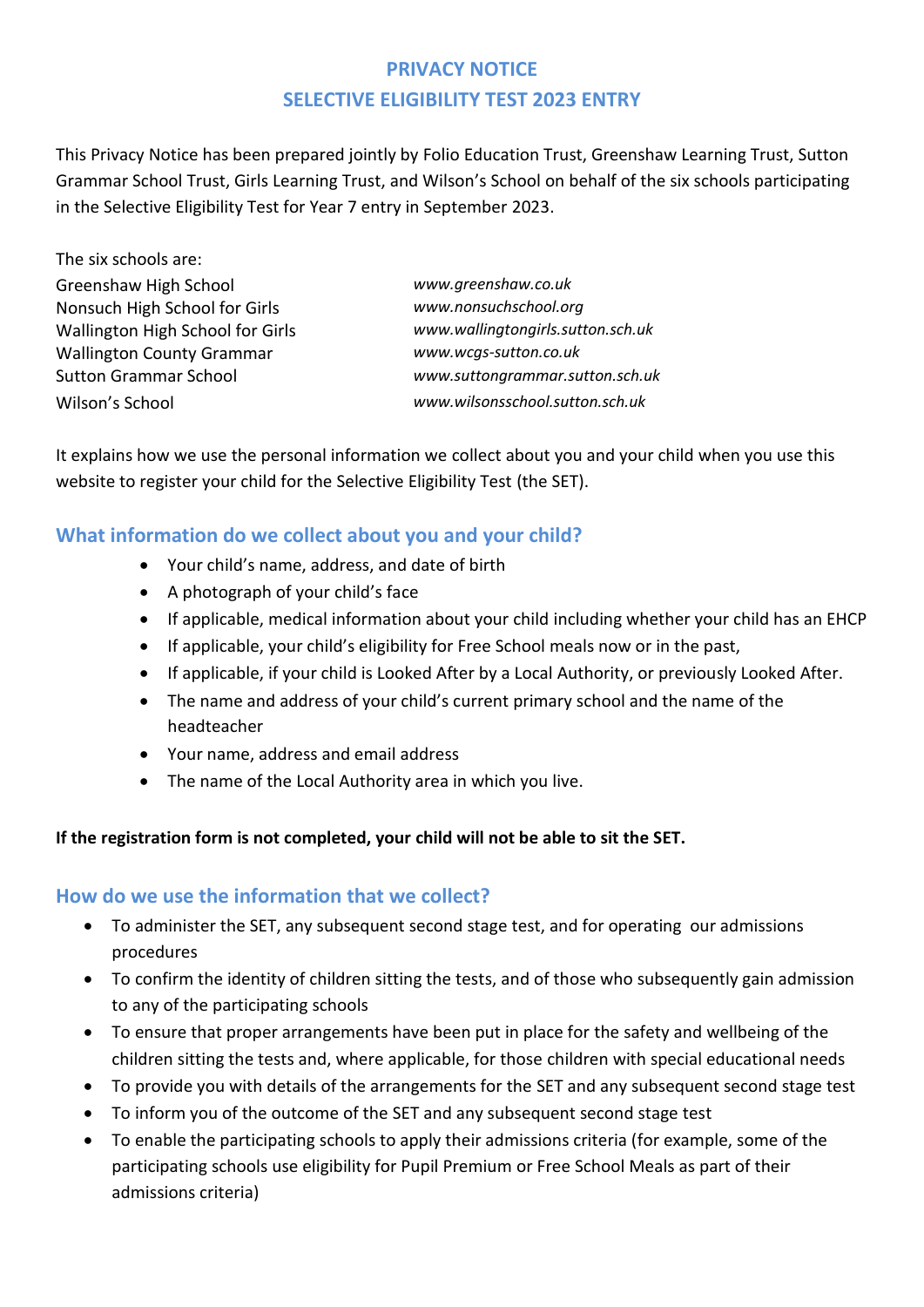# PRIVACY NOTICE

# SELECTIVE ELIGIBILITY TEST 2023 ENTRY

This Privacy Notice has been prepared jointly by Folio Education Trust, Greenshaw Learning Trust, Sutton Grammar School Trust, Girls Learning Trust, and Wilson's School on behalf of the six schools participating in the Selective Eligibility Test for Year 7 entry in September 2023.

The six schools are:

| | |
|---|---|
| Greenshaw High School | *www.greenshaw.co.uk* |
| Nonsuch High School for Girls | *www.nonsuchschool.org* |
| Wallington High School for Girls | *www.wallingtongirls.sutton.sch.uk* |
| Wallington County Grammar | *www.wcgs-sutton.co.uk* |
| Sutton Grammar School | *www.suttongrammar.sutton.sch.uk* |
| Wilson's School | *www.wilsonsschool.sutton.sch.uk* |

It explains how we use the personal information we collect about you and your child when you use this website to register your child for the Selective Eligibility Test (the SET).

## What information do we collect about you and your child?

- Your child's name, address, and date of birth
- A photograph of your child's face
- If applicable, medical information about your child including whether your child has an EHCP
- If applicable, your child's eligibility for Free School meals now or in the past,
- If applicable, if your child is Looked After by a Local Authority, or previously Looked After.
- The name and address of your child's current primary school and the name of the headteacher
- Your name, address and email address
- The name of the Local Authority area in which you live.

**If the registration form is not completed, your child will not be able to sit the SET.**

## How do we use the information that we collect?

- To administer the SET, any subsequent second stage test, and for operating our admissions procedures
- To confirm the identity of children sitting the tests, and of those who subsequently gain admission to any of the participating schools
- To ensure that proper arrangements have been put in place for the safety and wellbeing of the children sitting the tests and, where applicable, for those children with special educational needs
- To provide you with details of the arrangements for the SET and any subsequent second stage test
- To inform you of the outcome of the SET and any subsequent second stage test
- To enable the participating schools to apply their admissions criteria (for example, some of the participating schools use eligibility for Pupil Premium or Free School Meals as part of their admissions criteria)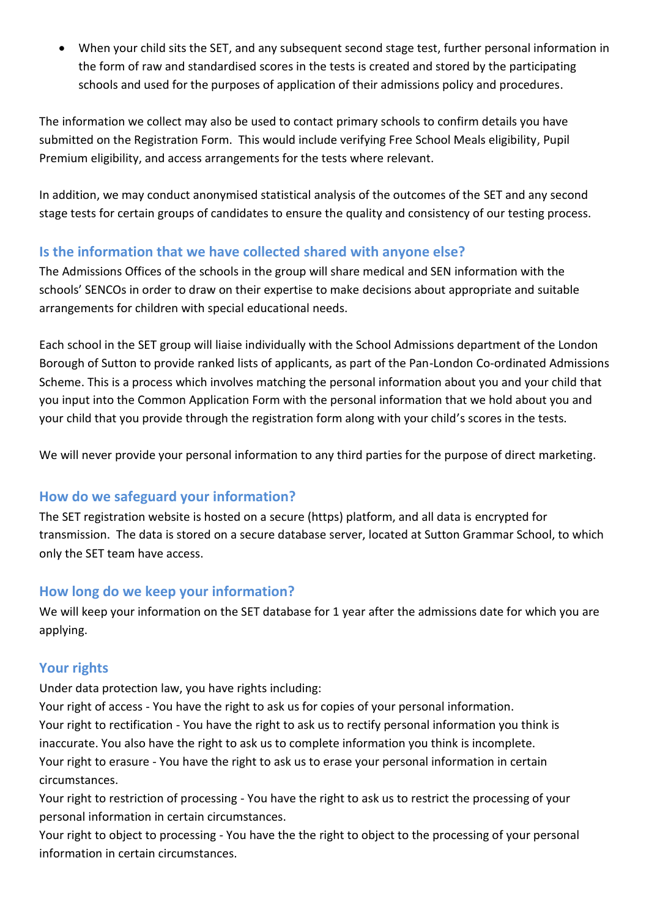- When your child sits the SET, and any subsequent second stage test, further personal information in the form of raw and standardised scores in the tests is created and stored by the participating schools and used for the purposes of application of their admissions policy and procedures.

The information we collect may also be used to contact primary schools to confirm details you have submitted on the Registration Form. This would include verifying Free School Meals eligibility, Pupil Premium eligibility, and access arrangements for the tests where relevant.

In addition, we may conduct anonymised statistical analysis of the outcomes of the SET and any second stage tests for certain groups of candidates to ensure the quality and consistency of our testing process.

## Is the information that we have collected shared with anyone else?

The Admissions Offices of the schools in the group will share medical and SEN information with the schools' SENCOs in order to draw on their expertise to make decisions about appropriate and suitable arrangements for children with special educational needs.

Each school in the SET group will liaise individually with the School Admissions department of the London Borough of Sutton to provide ranked lists of applicants, as part of the Pan-London Co-ordinated Admissions Scheme. This is a process which involves matching the personal information about you and your child that you input into the Common Application Form with the personal information that we hold about you and your child that you provide through the registration form along with your child's scores in the tests.

We will never provide your personal information to any third parties for the purpose of direct marketing.

## How do we safeguard your information?

The SET registration website is hosted on a secure (https) platform, and all data is encrypted for transmission. The data is stored on a secure database server, located at Sutton Grammar School, to which only the SET team have access.

## How long do we keep your information?

We will keep your information on the SET database for 1 year after the admissions date for which you are applying.

## Your rights

Under data protection law, you have rights including:

Your right of access - You have the right to ask us for copies of your personal information.

Your right to rectification - You have the right to ask us to rectify personal information you think is inaccurate. You also have the right to ask us to complete information you think is incomplete.

Your right to erasure - You have the right to ask us to erase your personal information in certain circumstances.

Your right to restriction of processing - You have the right to ask us to restrict the processing of your personal information in certain circumstances.

Your right to object to processing - You have the the right to object to the processing of your personal information in certain circumstances.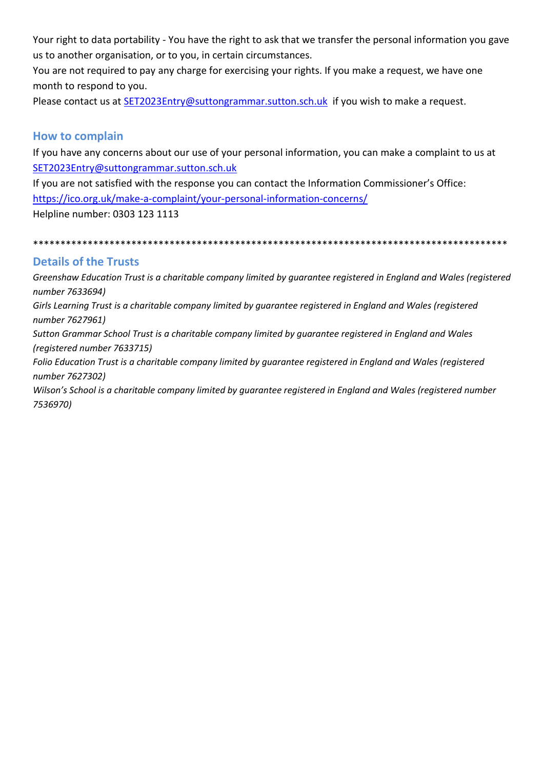Your right to data portability - You have the right to ask that we transfer the personal information you gave us to another organisation, or to you, in certain circumstances.

You are not required to pay any charge for exercising your rights. If you make a request, we have one month to respond to you.

Please contact us at [SET2023Entry@suttongrammar.sutton.sch.uk](mailto:SET2023Entry@suttongrammar.sutton.sch.uk) if you wish to make a request.

## How to complain

If you have any concerns about our use of your personal information, you can make a complaint to us at [SET2023Entry@suttongrammar.sutton.sch.uk](mailto:SET2023Entry@suttongrammar.sutton.sch.uk)

If you are not satisfied with the response you can contact the Information Commissioner's Office: [https://ico.org.uk/make-a-complaint/your-personal-information-concerns/](https://ico.org.uk/make-a-complaint/your-personal-information-concerns/)

Helpline number: 0303 123 1113

*******************************************************************************************

## Details of the Trusts

*Greenshaw Education Trust is a charitable company limited by guarantee registered in England and Wales (registered number 7633694)*

*Girls Learning Trust is a charitable company limited by guarantee registered in England and Wales (registered number 7627961)*

*Sutton Grammar School Trust is a charitable company limited by guarantee registered in England and Wales (registered number 7633715)*

*Folio Education Trust is a charitable company limited by guarantee registered in England and Wales (registered number 7627302)*

*Wilson's School is a charitable company limited by guarantee registered in England and Wales (registered number 7536970)*